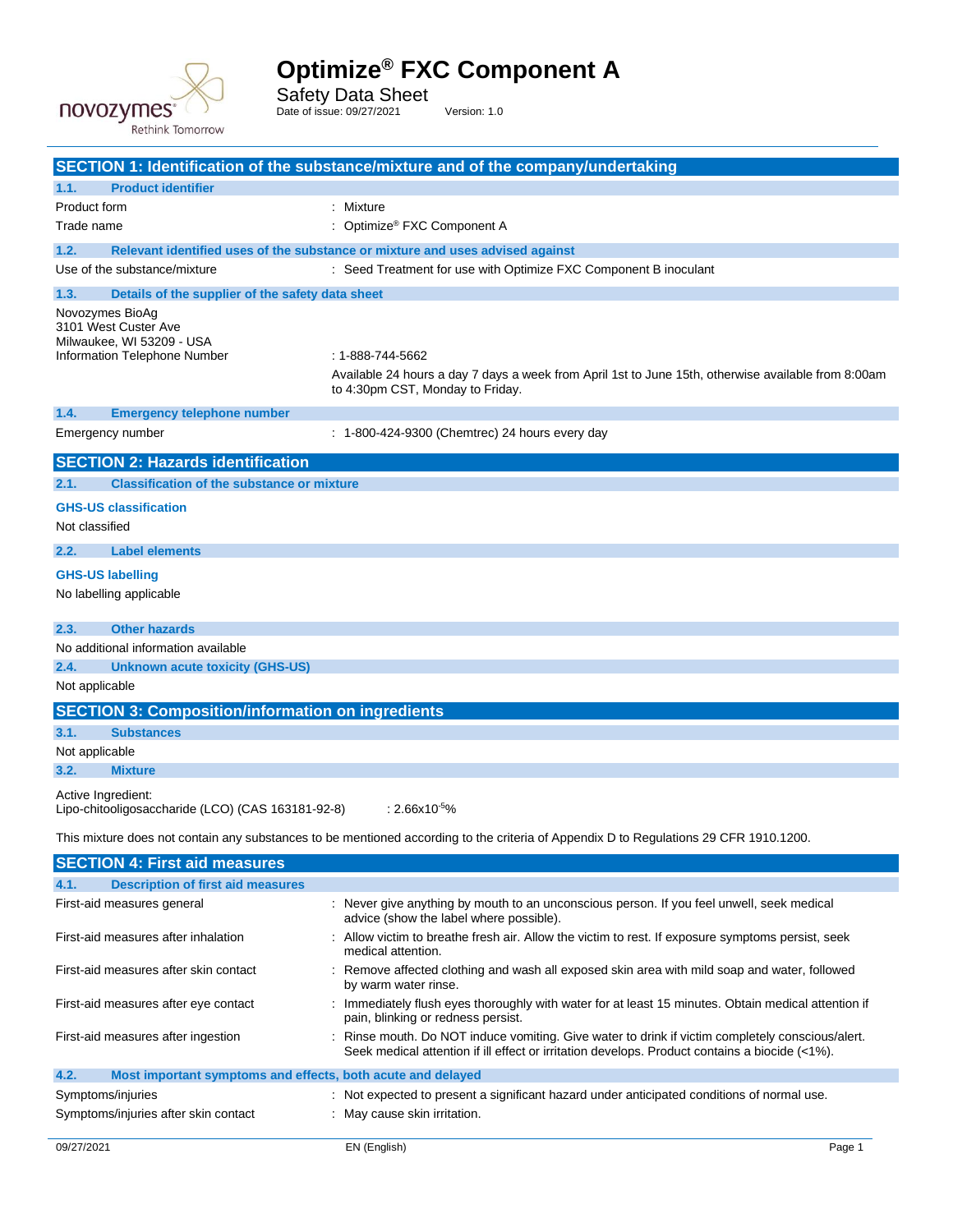# Optimize® FXC Component A

Safety Data Sheet

Date of issue: 09/27/2021 Version: 1.0

## SECTION 1: Identification of the substance/mixture and of the company/undertaking

### 1.1. Product identifier

| | |
|---|---|
| Product form | : Mixture |
| Trade name | : Optimize® FXC Component A |

### 1.2. Relevant identified uses of the substance or mixture and uses advised against

| | |
|---|---|
| Use of the substance/mixture | : Seed Treatment for use with Optimize FXC Component B inoculant |

### 1.3. Details of the supplier of the safety data sheet

Novozymes BioAg
3101 West Custer Ave
Milwaukee, WI 53209 - USA

| | |
|---|---|
| Information Telephone Number | : 1-888-744-5662 |
| | Available 24 hours a day 7 days a week from April 1st to June 15th, otherwise available from 8:00am to 4:30pm CST, Monday to Friday. |

### 1.4. Emergency telephone number

| | |
|---|---|
| Emergency number | : 1-800-424-9300 (Chemtrec) 24 hours every day |

## SECTION 2: Hazards identification

### 2.1. Classification of the substance or mixture

**GHS-US classification**

Not classified

### 2.2. Label elements

**GHS-US labelling**

No labelling applicable

### 2.3. Other hazards

No additional information available

### 2.4. Unknown acute toxicity (GHS-US)

Not applicable

## SECTION 3: Composition/information on ingredients

### 3.1. Substances

Not applicable

### 3.2. Mixture

Active Ingredient:
Lipo-chitooligosaccharide (LCO) (CAS 163181-92-8) : $2.66 \times 10^{-5}$%

This mixture does not contain any substances to be mentioned according to the criteria of Appendix D to Regulations 29 CFR 1910.1200.

## SECTION 4: First aid measures

### 4.1. Description of first aid measures

| | |
|---|---|
| First-aid measures general | : Never give anything by mouth to an unconscious person. If you feel unwell, seek medical advice (show the label where possible). |
| First-aid measures after inhalation | : Allow victim to breathe fresh air. Allow the victim to rest. If exposure symptoms persist, seek medical attention. |
| First-aid measures after skin contact | : Remove affected clothing and wash all exposed skin area with mild soap and water, followed by warm water rinse. |
| First-aid measures after eye contact | : Immediately flush eyes thoroughly with water for at least 15 minutes. Obtain medical attention if pain, blinking or redness persist. |
| First-aid measures after ingestion | : Rinse mouth. Do NOT induce vomiting. Give water to drink if victim completely conscious/alert. Seek medical attention if ill effect or irritation develops. Product contains a biocide (<1%). |

### 4.2. Most important symptoms and effects, both acute and delayed

| | |
|---|---|
| Symptoms/injuries | : Not expected to present a significant hazard under anticipated conditions of normal use. |
| Symptoms/injuries after skin contact | : May cause skin irritation. |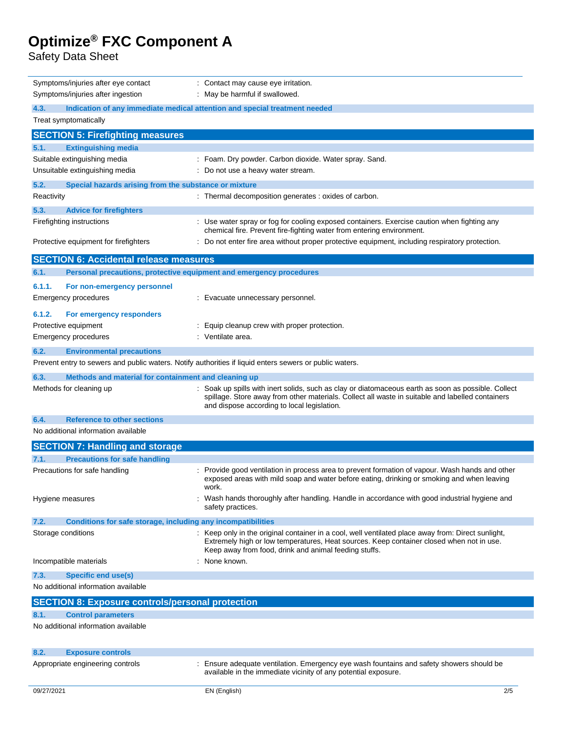| | |
|---|---|
| Symptoms/injuries after eye contact | : Contact may cause eye irritation. |
| Symptoms/injuries after ingestion | : May be harmful if swallowed. |

### 4.3. Indication of any immediate medical attention and special treatment needed

Treat symptomatically

## SECTION 5: Firefighting measures

### 5.1. Extinguishing media

| | |
|---|---|
| Suitable extinguishing media | : Foam. Dry powder. Carbon dioxide. Water spray. Sand. |
| Unsuitable extinguishing media | : Do not use a heavy water stream. |

### 5.2. Special hazards arising from the substance or mixture

| | |
|---|---|
| Reactivity | : Thermal decomposition generates : oxides of carbon. |

### 5.3. Advice for firefighters

| | |
|---|---|
| Firefighting instructions | : Use water spray or fog for cooling exposed containers. Exercise caution when fighting any chemical fire. Prevent fire-fighting water from entering environment. |
| Protective equipment for firefighters | : Do not enter fire area without proper protective equipment, including respiratory protection. |

## SECTION 6: Accidental release measures

### 6.1. Personal precautions, protective equipment and emergency procedures

#### 6.1.1. For non-emergency personnel

| | |
|---|---|
| Emergency procedures | : Evacuate unnecessary personnel. |

#### 6.1.2. For emergency responders

| | |
|---|---|
| Protective equipment | : Equip cleanup crew with proper protection. |
| Emergency procedures | : Ventilate area. |

### 6.2. Environmental precautions

Prevent entry to sewers and public waters. Notify authorities if liquid enters sewers or public waters.

### 6.3. Methods and material for containment and cleaning up

| | |
|---|---|
| Methods for cleaning up | : Soak up spills with inert solids, such as clay or diatomaceous earth as soon as possible. Collect spillage. Store away from other materials. Collect all waste in suitable and labelled containers and dispose according to local legislation. |

### 6.4. Reference to other sections

No additional information available

## SECTION 7: Handling and storage

### 7.1. Precautions for safe handling

| | |
|---|---|
| Precautions for safe handling | : Provide good ventilation in process area to prevent formation of vapour. Wash hands and other exposed areas with mild soap and water before eating, drinking or smoking and when leaving work. |
| Hygiene measures | : Wash hands thoroughly after handling. Handle in accordance with good industrial hygiene and safety practices. |

### 7.2. Conditions for safe storage, including any incompatibilities

| | |
|---|---|
| Storage conditions | : Keep only in the original container in a cool, well ventilated place away from: Direct sunlight, Extremely high or low temperatures, Heat sources. Keep container closed when not in use. Keep away from food, drink and animal feeding stuffs. |
| Incompatible materials | : None known. |

### 7.3. Specific end use(s)

No additional information available

## SECTION 8: Exposure controls/personal protection

### 8.1. Control parameters

No additional information available

### 8.2. Exposure controls

| | |
|---|---|
| Appropriate engineering controls | : Ensure adequate ventilation. Emergency eye wash fountains and safety showers should be available in the immediate vicinity of any potential exposure. |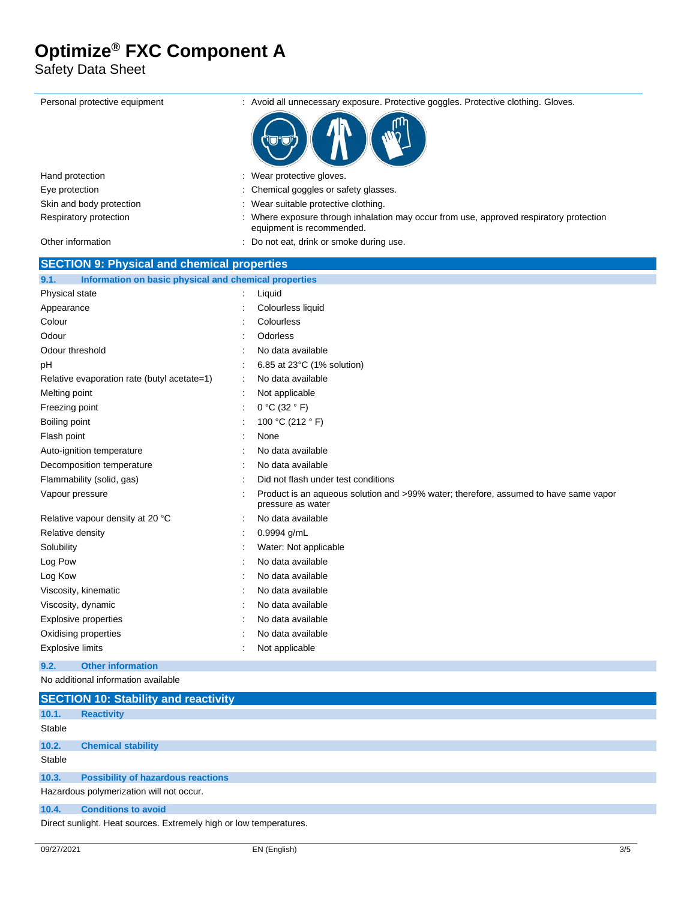| | |
|---|---|
| Personal protective equipment | : Avoid all unnecessary exposure. Protective goggles. Protective clothing. Gloves. |
| Hand protection | : Wear protective gloves. |
| Eye protection | : Chemical goggles or safety glasses. |
| Skin and body protection | : Wear suitable protective clothing. |
| Respiratory protection | : Where exposure through inhalation may occur from use, approved respiratory protection equipment is recommended. |
| Other information | : Do not eat, drink or smoke during use. |

## SECTION 9: Physical and chemical properties

### 9.1. Information on basic physical and chemical properties

| | |
|---|---|
| Physical state | : Liquid |
| Appearance | : Colourless liquid |
| Colour | : Colourless |
| Odour | : Odorless |
| Odour threshold | : No data available |
| pH | : 6.85 at 23°C (1% solution) |
| Relative evaporation rate (butyl acetate=1) | : No data available |
| Melting point | : Not applicable |
| Freezing point | : 0 °C (32 ° F) |
| Boiling point | : 100 °C (212 ° F) |
| Flash point | : None |
| Auto-ignition temperature | : No data available |
| Decomposition temperature | : No data available |
| Flammability (solid, gas) | : Did not flash under test conditions |
| Vapour pressure | : Product is an aqueous solution and >99% water; therefore, assumed to have same vapor pressure as water |
| Relative vapour density at 20 °C | : No data available |
| Relative density | : 0.9994 g/mL |
| Solubility | : Water: Not applicable |
| Log Pow | : No data available |
| Log Kow | : No data available |
| Viscosity, kinematic | : No data available |
| Viscosity, dynamic | : No data available |
| Explosive properties | : No data available |
| Oxidising properties | : No data available |
| Explosive limits | : Not applicable |

### 9.2. Other information

No additional information available

## SECTION 10: Stability and reactivity

### 10.1. Reactivity

Stable

### 10.2. Chemical stability

Stable

### 10.3. Possibility of hazardous reactions

Hazardous polymerization will not occur.

### 10.4. Conditions to avoid

Direct sunlight. Heat sources. Extremely high or low temperatures.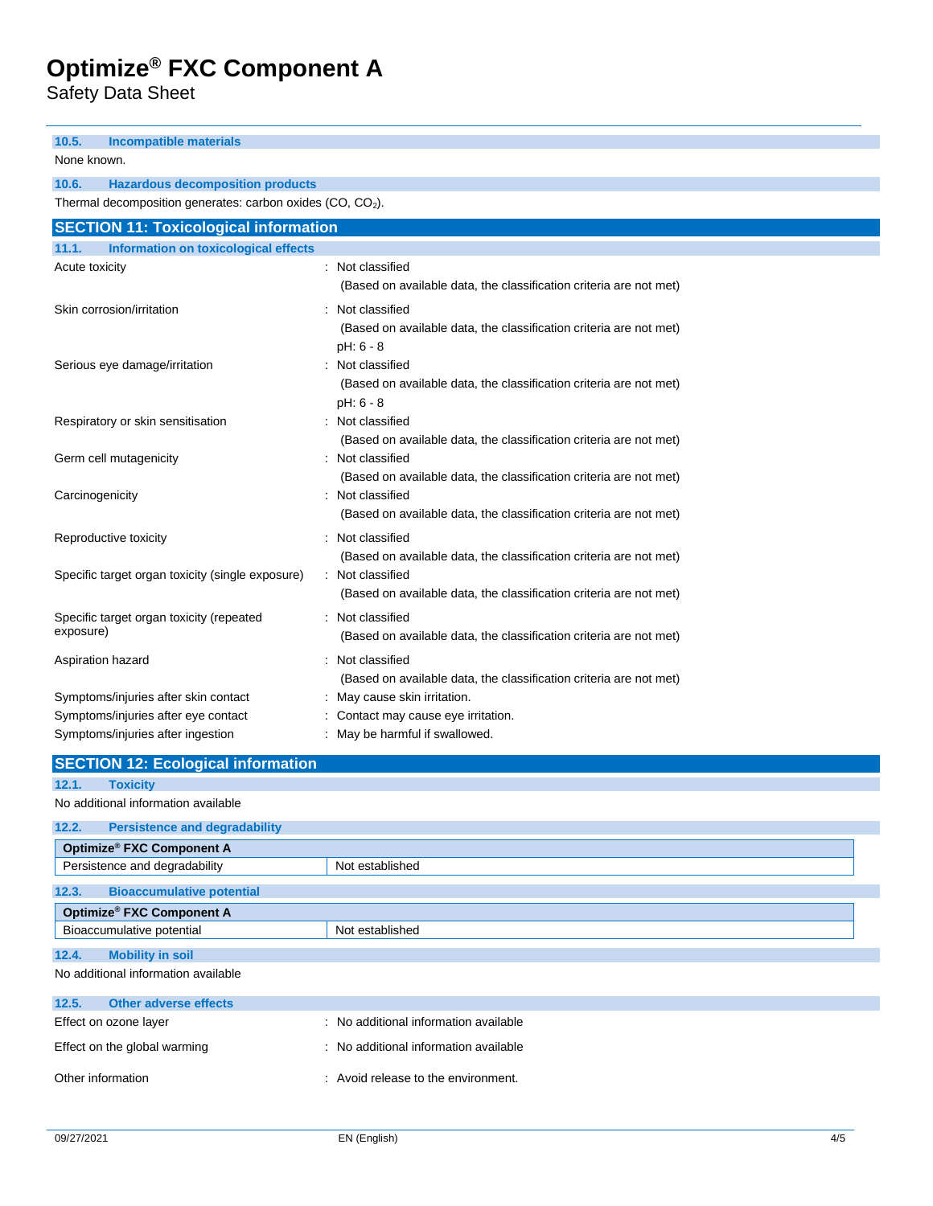### 10.5. Incompatible materials

None known.

### 10.6. Hazardous decomposition products

Thermal decomposition generates: carbon oxides (CO, $CO_2$).

## SECTION 11: Toxicological information

### 11.1. Information on toxicological effects

| | |
|---|---|
| Acute toxicity | : Not classified<br>(Based on available data, the classification criteria are not met) |
| Skin corrosion/irritation | : Not classified<br>(Based on available data, the classification criteria are not met)<br>pH: 6 - 8 |
| Serious eye damage/irritation | : Not classified<br>(Based on available data, the classification criteria are not met)<br>pH: 6 - 8 |
| Respiratory or skin sensitisation | : Not classified<br>(Based on available data, the classification criteria are not met) |
| Germ cell mutagenicity | : Not classified<br>(Based on available data, the classification criteria are not met) |
| Carcinogenicity | : Not classified<br>(Based on available data, the classification criteria are not met) |
| Reproductive toxicity | : Not classified<br>(Based on available data, the classification criteria are not met) |
| Specific target organ toxicity (single exposure) | : Not classified<br>(Based on available data, the classification criteria are not met) |
| Specific target organ toxicity (repeated exposure) | : Not classified<br>(Based on available data, the classification criteria are not met) |
| Aspiration hazard | : Not classified<br>(Based on available data, the classification criteria are not met) |
| Symptoms/injuries after skin contact | : May cause skin irritation. |
| Symptoms/injuries after eye contact | : Contact may cause eye irritation. |
| Symptoms/injuries after ingestion | : May be harmful if swallowed. |

## SECTION 12: Ecological information

### 12.1. Toxicity

No additional information available

### 12.2. Persistence and degradability

| Optimize® FXC Component A | |
|---|---|
| Persistence and degradability | Not established |

### 12.3. Bioaccumulative potential

| Optimize® FXC Component A | |
|---|---|
| Bioaccumulative potential | Not established |

### 12.4. Mobility in soil

No additional information available

### 12.5. Other adverse effects

| | |
|---|---|
| Effect on ozone layer | : No additional information available |
| Effect on the global warming | : No additional information available |
| Other information | : Avoid release to the environment. |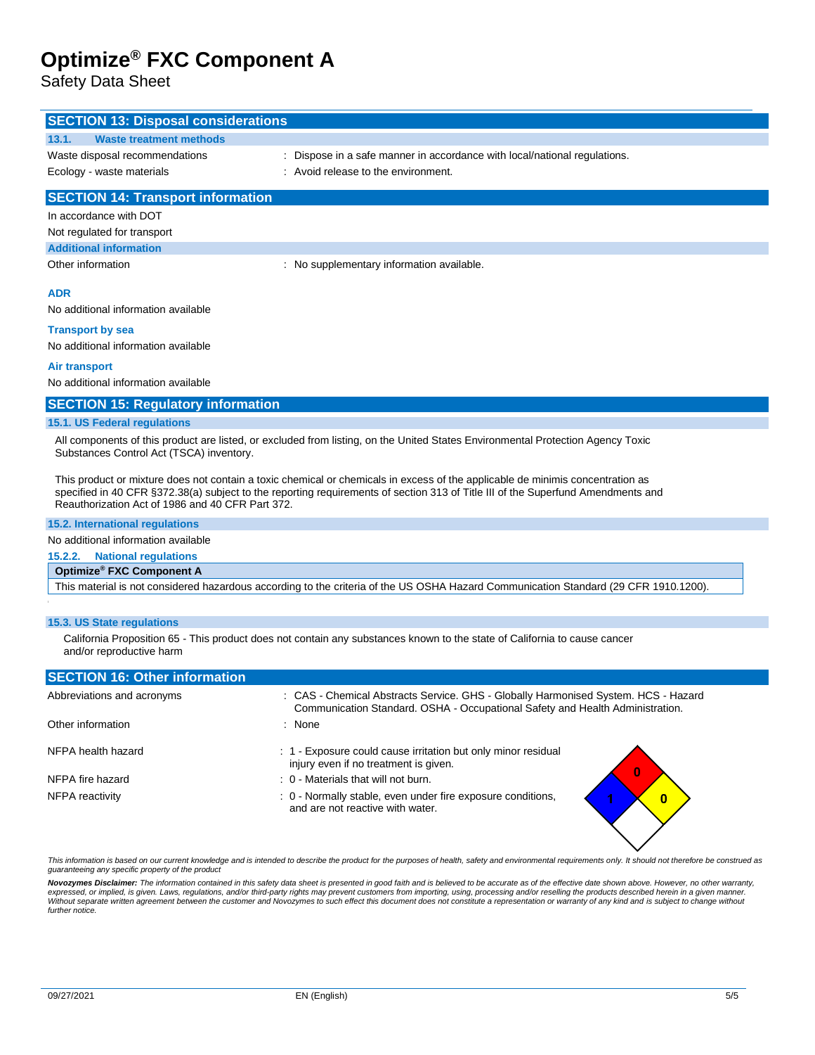## SECTION 13: Disposal considerations

### 13.1. Waste treatment methods

| | |
|---|---|
| Waste disposal recommendations | : Dispose in a safe manner in accordance with local/national regulations. |
| Ecology - waste materials | : Avoid release to the environment. |

## SECTION 14: Transport information

In accordance with DOT

Not regulated for transport

### Additional information

| | |
|---|---|
| Other information | : No supplementary information available. |

**ADR**

No additional information available

**Transport by sea**

No additional information available

**Air transport**

No additional information available

## SECTION 15: Regulatory information

### 15.1. US Federal regulations

All components of this product are listed, or excluded from listing, on the United States Environmental Protection Agency Toxic Substances Control Act (TSCA) inventory.

This product or mixture does not contain a toxic chemical or chemicals in excess of the applicable de minimis concentration as specified in 40 CFR §372.38(a) subject to the reporting requirements of section 313 of Title III of the Superfund Amendments and Reauthorization Act of 1986 and 40 CFR Part 372.

### 15.2. International regulations

No additional information available

#### 15.2.2. National regulations

| Optimize® FXC Component A |
|---|
| This material is not considered hazardous according to the criteria of the US OSHA Hazard Communication Standard (29 CFR 1910.1200). |

### 15.3. US State regulations

California Proposition 65 - This product does not contain any substances known to the state of California to cause cancer and/or reproductive harm

## SECTION 16: Other information

| | |
|---|---|
| Abbreviations and acronyms | : CAS - Chemical Abstracts Service. GHS - Globally Harmonised System. HCS - Hazard Communication Standard. OSHA - Occupational Safety and Health Administration. |
| Other information | : None |
| NFPA health hazard | : 1 - Exposure could cause irritation but only minor residual injury even if no treatment is given. |
| NFPA fire hazard | : 0 - Materials that will not burn. |
| NFPA reactivity | : 0 - Normally stable, even under fire exposure conditions, and are not reactive with water. |

0

1

0

*This information is based on our current knowledge and is intended to describe the product for the purposes of health, safety and environmental requirements only. It should not therefore be construed as guaranteeing any specific property of the product*

***Novozymes Disclaimer:*** *The information contained in this safety data sheet is presented in good faith and is believed to be accurate as of the effective date shown above. However, no other warranty, expressed, or implied, is given. Laws, regulations, and/or third-party rights may prevent customers from importing, using, processing and/or reselling the products described herein in a given manner. Without separate written agreement between the customer and Novozymes to such effect this document does not constitute a representation or warranty of any kind and is subject to change without further notice.*